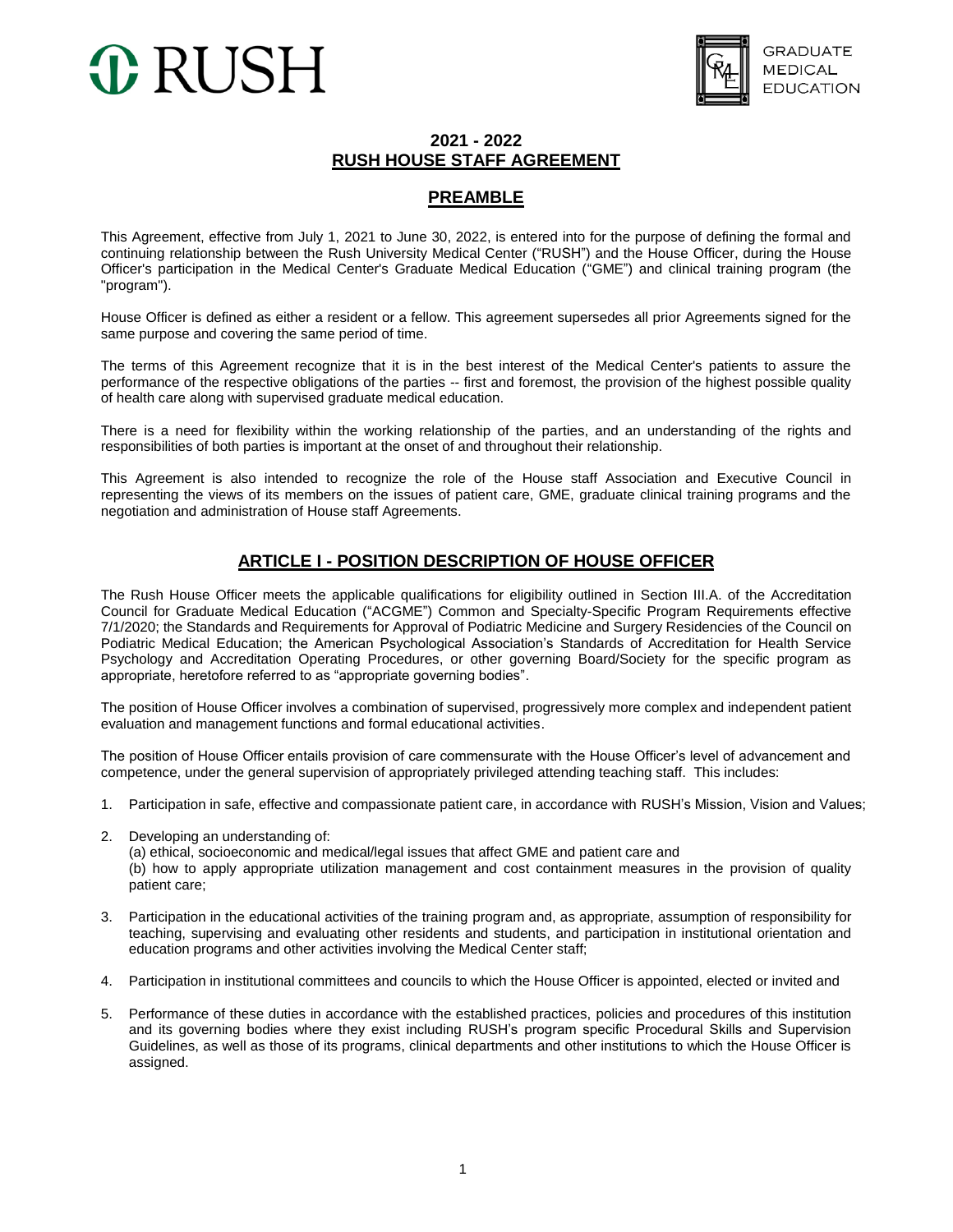RUSH

GRADUATE MEDICAL EDUCATION

# 2021 - 2022
# RUSH HOUSE STAFF AGREEMENT

## PREAMBLE

This Agreement, effective from July 1, 2021 to June 30, 2022, is entered into for the purpose of defining the formal and continuing relationship between the Rush University Medical Center ("RUSH") and the House Officer, during the House Officer's participation in the Medical Center's Graduate Medical Education ("GME") and clinical training program (the "program").

House Officer is defined as either a resident or a fellow. This agreement supersedes all prior Agreements signed for the same purpose and covering the same period of time.

The terms of this Agreement recognize that it is in the best interest of the Medical Center's patients to assure the performance of the respective obligations of the parties -- first and foremost, the provision of the highest possible quality of health care along with supervised graduate medical education.

There is a need for flexibility within the working relationship of the parties, and an understanding of the rights and responsibilities of both parties is important at the onset of and throughout their relationship.

This Agreement is also intended to recognize the role of the House staff Association and Executive Council in representing the views of its members on the issues of patient care, GME, graduate clinical training programs and the negotiation and administration of House staff Agreements.

## ARTICLE I - POSITION DESCRIPTION OF HOUSE OFFICER

The Rush House Officer meets the applicable qualifications for eligibility outlined in Section III.A. of the Accreditation Council for Graduate Medical Education ("ACGME") Common and Specialty-Specific Program Requirements effective 7/1/2020; the Standards and Requirements for Approval of Podiatric Medicine and Surgery Residencies of the Council on Podiatric Medical Education; the American Psychological Association's Standards of Accreditation for Health Service Psychology and Accreditation Operating Procedures, or other governing Board/Society for the specific program as appropriate, heretofore referred to as "appropriate governing bodies".

The position of House Officer involves a combination of supervised, progressively more complex and independent patient evaluation and management functions and formal educational activities.

The position of House Officer entails provision of care commensurate with the House Officer's level of advancement and competence, under the general supervision of appropriately privileged attending teaching staff. This includes:

1. Participation in safe, effective and compassionate patient care, in accordance with RUSH's Mission, Vision and Values;
2. Developing an understanding of:
   (a) ethical, socioeconomic and medical/legal issues that affect GME and patient care and
   (b) how to apply appropriate utilization management and cost containment measures in the provision of quality patient care;
3. Participation in the educational activities of the training program and, as appropriate, assumption of responsibility for teaching, supervising and evaluating other residents and students, and participation in institutional orientation and education programs and other activities involving the Medical Center staff;
4. Participation in institutional committees and councils to which the House Officer is appointed, elected or invited and
5. Performance of these duties in accordance with the established practices, policies and procedures of this institution and its governing bodies where they exist including RUSH's program specific Procedural Skills and Supervision Guidelines, as well as those of its programs, clinical departments and other institutions to which the House Officer is assigned.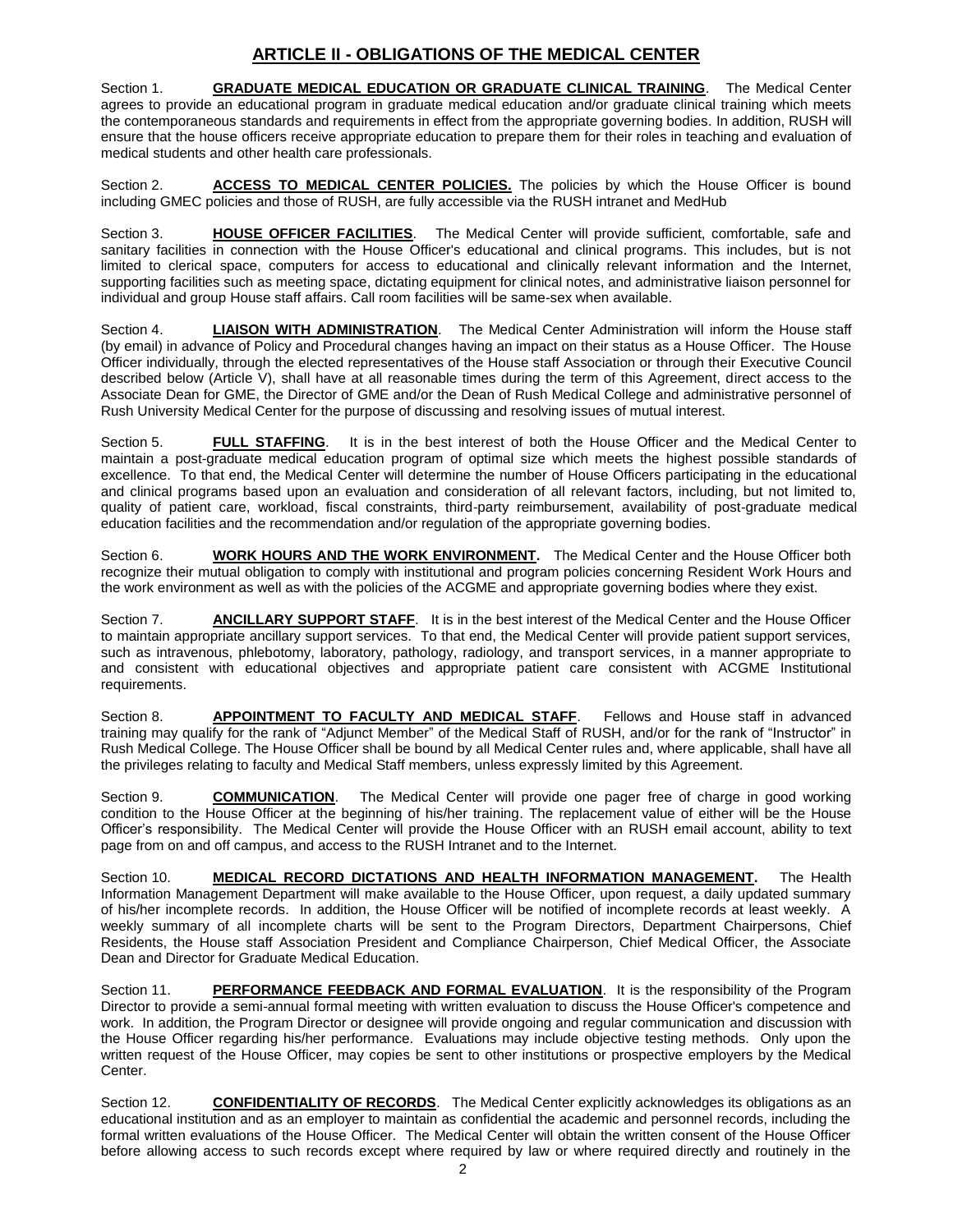## ARTICLE II - OBLIGATIONS OF THE MEDICAL CENTER

Section 1. **GRADUATE MEDICAL EDUCATION OR GRADUATE CLINICAL TRAINING**. The Medical Center agrees to provide an educational program in graduate medical education and/or graduate clinical training which meets the contemporaneous standards and requirements in effect from the appropriate governing bodies. In addition, RUSH will ensure that the house officers receive appropriate education to prepare them for their roles in teaching and evaluation of medical students and other health care professionals.

Section 2. **ACCESS TO MEDICAL CENTER POLICIES.** The policies by which the House Officer is bound including GMEC policies and those of RUSH, are fully accessible via the RUSH intranet and MedHub

Section 3. **HOUSE OFFICER FACILITIES**. The Medical Center will provide sufficient, comfortable, safe and sanitary facilities in connection with the House Officer's educational and clinical programs. This includes, but is not limited to clerical space, computers for access to educational and clinically relevant information and the Internet, supporting facilities such as meeting space, dictating equipment for clinical notes, and administrative liaison personnel for individual and group House staff affairs. Call room facilities will be same-sex when available.

Section 4. **LIAISON WITH ADMINISTRATION**. The Medical Center Administration will inform the House staff (by email) in advance of Policy and Procedural changes having an impact on their status as a House Officer. The House Officer individually, through the elected representatives of the House staff Association or through their Executive Council described below (Article V), shall have at all reasonable times during the term of this Agreement, direct access to the Associate Dean for GME, the Director of GME and/or the Dean of Rush Medical College and administrative personnel of Rush University Medical Center for the purpose of discussing and resolving issues of mutual interest.

Section 5. **FULL STAFFING**. It is in the best interest of both the House Officer and the Medical Center to maintain a post-graduate medical education program of optimal size which meets the highest possible standards of excellence. To that end, the Medical Center will determine the number of House Officers participating in the educational and clinical programs based upon an evaluation and consideration of all relevant factors, including, but not limited to, quality of patient care, workload, fiscal constraints, third-party reimbursement, availability of post-graduate medical education facilities and the recommendation and/or regulation of the appropriate governing bodies.

Section 6. **WORK HOURS AND THE WORK ENVIRONMENT.** The Medical Center and the House Officer both recognize their mutual obligation to comply with institutional and program policies concerning Resident Work Hours and the work environment as well as with the policies of the ACGME and appropriate governing bodies where they exist.

Section 7. **ANCILLARY SUPPORT STAFF**. It is in the best interest of the Medical Center and the House Officer to maintain appropriate ancillary support services. To that end, the Medical Center will provide patient support services, such as intravenous, phlebotomy, laboratory, pathology, radiology, and transport services, in a manner appropriate to and consistent with educational objectives and appropriate patient care consistent with ACGME Institutional requirements.

Section 8. **APPOINTMENT TO FACULTY AND MEDICAL STAFF**. Fellows and House staff in advanced training may qualify for the rank of "Adjunct Member" of the Medical Staff of RUSH, and/or for the rank of "Instructor" in Rush Medical College. The House Officer shall be bound by all Medical Center rules and, where applicable, shall have all the privileges relating to faculty and Medical Staff members, unless expressly limited by this Agreement.

Section 9. **COMMUNICATION**. The Medical Center will provide one pager free of charge in good working condition to the House Officer at the beginning of his/her training. The replacement value of either will be the House Officer's responsibility. The Medical Center will provide the House Officer with an RUSH email account, ability to text page from on and off campus, and access to the RUSH Intranet and to the Internet.

Section 10. **MEDICAL RECORD DICTATIONS AND HEALTH INFORMATION MANAGEMENT.** The Health Information Management Department will make available to the House Officer, upon request, a daily updated summary of his/her incomplete records. In addition, the House Officer will be notified of incomplete records at least weekly. A weekly summary of all incomplete charts will be sent to the Program Directors, Department Chairpersons, Chief Residents, the House staff Association President and Compliance Chairperson, Chief Medical Officer, the Associate Dean and Director for Graduate Medical Education.

Section 11. **PERFORMANCE FEEDBACK AND FORMAL EVALUATION**. It is the responsibility of the Program Director to provide a semi-annual formal meeting with written evaluation to discuss the House Officer's competence and work. In addition, the Program Director or designee will provide ongoing and regular communication and discussion with the House Officer regarding his/her performance. Evaluations may include objective testing methods. Only upon the written request of the House Officer, may copies be sent to other institutions or prospective employers by the Medical Center.

Section 12. **CONFIDENTIALITY OF RECORDS**. The Medical Center explicitly acknowledges its obligations as an educational institution and as an employer to maintain as confidential the academic and personnel records, including the formal written evaluations of the House Officer. The Medical Center will obtain the written consent of the House Officer before allowing access to such records except where required by law or where required directly and routinely in the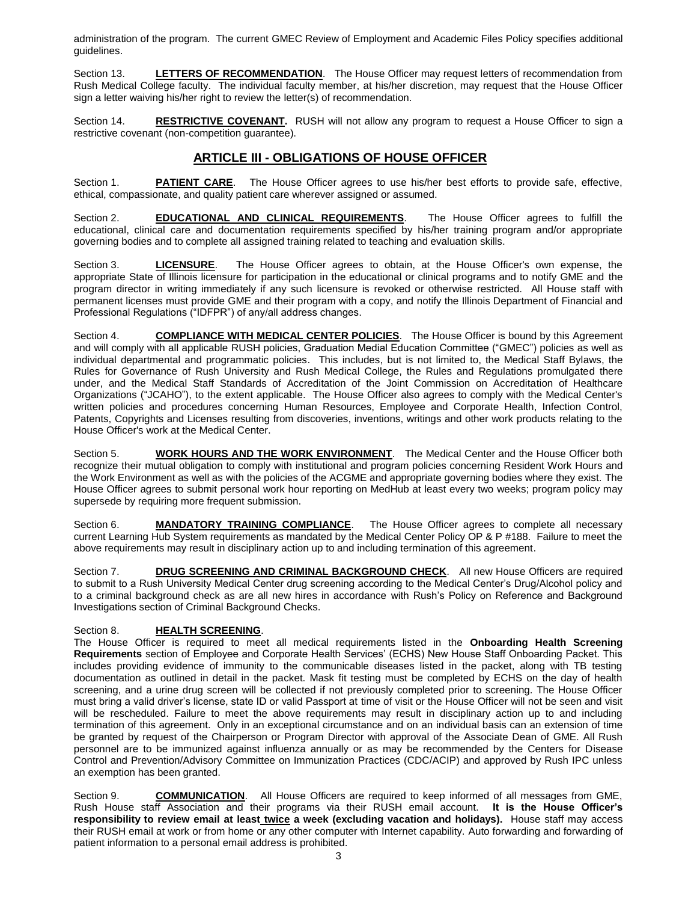administration of the program. The current GMEC Review of Employment and Academic Files Policy specifies additional guidelines.

Section 13. **LETTERS OF RECOMMENDATION**. The House Officer may request letters of recommendation from Rush Medical College faculty. The individual faculty member, at his/her discretion, may request that the House Officer sign a letter waiving his/her right to review the letter(s) of recommendation.

Section 14. **RESTRICTIVE COVENANT.** RUSH will not allow any program to request a House Officer to sign a restrictive covenant (non-competition guarantee).

## ARTICLE III - OBLIGATIONS OF HOUSE OFFICER

Section 1. **PATIENT CARE**. The House Officer agrees to use his/her best efforts to provide safe, effective, ethical, compassionate, and quality patient care wherever assigned or assumed.

Section 2. **EDUCATIONAL AND CLINICAL REQUIREMENTS**. The House Officer agrees to fulfill the educational, clinical care and documentation requirements specified by his/her training program and/or appropriate governing bodies and to complete all assigned training related to teaching and evaluation skills.

Section 3. **LICENSURE**. The House Officer agrees to obtain, at the House Officer's own expense, the appropriate State of Illinois licensure for participation in the educational or clinical programs and to notify GME and the program director in writing immediately if any such licensure is revoked or otherwise restricted. All House staff with permanent licenses must provide GME and their program with a copy, and notify the Illinois Department of Financial and Professional Regulations ("IDFPR") of any/all address changes.

Section 4. **COMPLIANCE WITH MEDICAL CENTER POLICIES**. The House Officer is bound by this Agreement and will comply with all applicable RUSH policies, Graduation Medial Education Committee ("GMEC") policies as well as individual departmental and programmatic policies. This includes, but is not limited to, the Medical Staff Bylaws, the Rules for Governance of Rush University and Rush Medical College, the Rules and Regulations promulgated there under, and the Medical Staff Standards of Accreditation of the Joint Commission on Accreditation of Healthcare Organizations ("JCAHO"), to the extent applicable. The House Officer also agrees to comply with the Medical Center's written policies and procedures concerning Human Resources, Employee and Corporate Health, Infection Control, Patents, Copyrights and Licenses resulting from discoveries, inventions, writings and other work products relating to the House Officer's work at the Medical Center.

Section 5. **WORK HOURS AND THE WORK ENVIRONMENT**. The Medical Center and the House Officer both recognize their mutual obligation to comply with institutional and program policies concerning Resident Work Hours and the Work Environment as well as with the policies of the ACGME and appropriate governing bodies where they exist. The House Officer agrees to submit personal work hour reporting on MedHub at least every two weeks; program policy may supersede by requiring more frequent submission.

Section 6. **MANDATORY TRAINING COMPLIANCE**. The House Officer agrees to complete all necessary current Learning Hub System requirements as mandated by the Medical Center Policy OP & P #188. Failure to meet the above requirements may result in disciplinary action up to and including termination of this agreement.

Section 7. **DRUG SCREENING AND CRIMINAL BACKGROUND CHECK**. All new House Officers are required to submit to a Rush University Medical Center drug screening according to the Medical Center's Drug/Alcohol policy and to a criminal background check as are all new hires in accordance with Rush's Policy on Reference and Background Investigations section of Criminal Background Checks.

Section 8. **HEALTH SCREENING**.
The House Officer is required to meet all medical requirements listed in the **Onboarding Health Screening Requirements** section of Employee and Corporate Health Services' (ECHS) New House Staff Onboarding Packet. This includes providing evidence of immunity to the communicable diseases listed in the packet, along with TB testing documentation as outlined in detail in the packet. Mask fit testing must be completed by ECHS on the day of health screening, and a urine drug screen will be collected if not previously completed prior to screening. The House Officer must bring a valid driver's license, state ID or valid Passport at time of visit or the House Officer will not be seen and visit will be rescheduled. Failure to meet the above requirements may result in disciplinary action up to and including termination of this agreement. Only in an exceptional circumstance and on an individual basis can an extension of time be granted by request of the Chairperson or Program Director with approval of the Associate Dean of GME. All Rush personnel are to be immunized against influenza annually or as may be recommended by the Centers for Disease Control and Prevention/Advisory Committee on Immunization Practices (CDC/ACIP) and approved by Rush IPC unless an exemption has been granted.

Section 9. **COMMUNICATION**. All House Officers are required to keep informed of all messages from GME, Rush House staff Association and their programs via their RUSH email account. **It is the House Officer's responsibility to review email at least twice a week (excluding vacation and holidays).** House staff may access their RUSH email at work or from home or any other computer with Internet capability. Auto forwarding and forwarding of patient information to a personal email address is prohibited.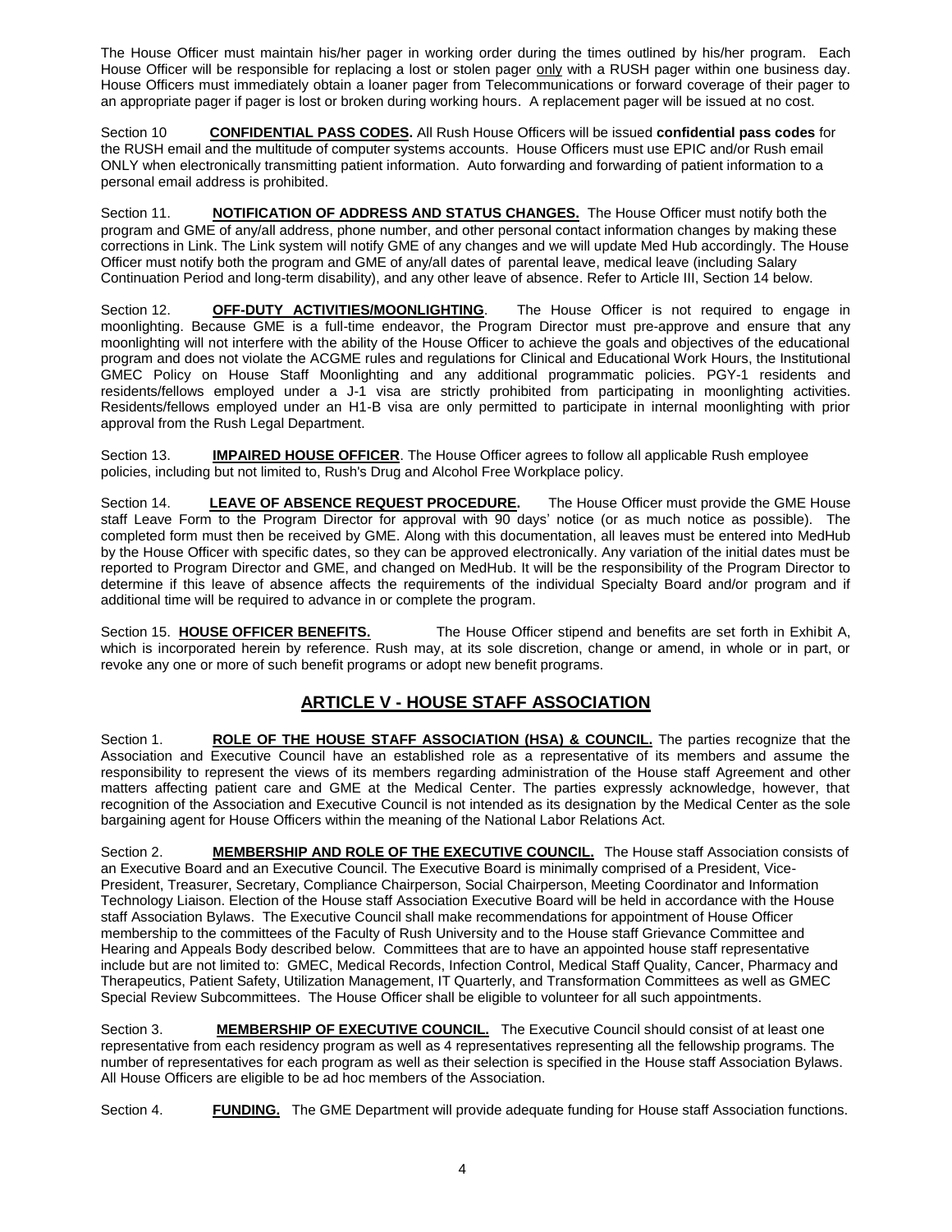The House Officer must maintain his/her pager in working order during the times outlined by his/her program. Each House Officer will be responsible for replacing a lost or stolen pager only with a RUSH pager within one business day. House Officers must immediately obtain a loaner pager from Telecommunications or forward coverage of their pager to an appropriate pager if pager is lost or broken during working hours. A replacement pager will be issued at no cost.

Section 10 **CONFIDENTIAL PASS CODES.** All Rush House Officers will be issued **confidential pass codes** for the RUSH email and the multitude of computer systems accounts. House Officers must use EPIC and/or Rush email ONLY when electronically transmitting patient information. Auto forwarding and forwarding of patient information to a personal email address is prohibited.

Section 11. **NOTIFICATION OF ADDRESS AND STATUS CHANGES.** The House Officer must notify both the program and GME of any/all address, phone number, and other personal contact information changes by making these corrections in Link. The Link system will notify GME of any changes and we will update Med Hub accordingly. The House Officer must notify both the program and GME of any/all dates of parental leave, medical leave (including Salary Continuation Period and long-term disability), and any other leave of absence. Refer to Article III, Section 14 below.

Section 12. **OFF-DUTY ACTIVITIES/MOONLIGHTING**. The House Officer is not required to engage in moonlighting. Because GME is a full-time endeavor, the Program Director must pre-approve and ensure that any moonlighting will not interfere with the ability of the House Officer to achieve the goals and objectives of the educational program and does not violate the ACGME rules and regulations for Clinical and Educational Work Hours, the Institutional GMEC Policy on House Staff Moonlighting and any additional programmatic policies. PGY-1 residents and residents/fellows employed under a J-1 visa are strictly prohibited from participating in moonlighting activities. Residents/fellows employed under an H1-B visa are only permitted to participate in internal moonlighting with prior approval from the Rush Legal Department.

Section 13. **IMPAIRED HOUSE OFFICER**. The House Officer agrees to follow all applicable Rush employee policies, including but not limited to, Rush's Drug and Alcohol Free Workplace policy.

Section 14. **LEAVE OF ABSENCE REQUEST PROCEDURE.** The House Officer must provide the GME House staff Leave Form to the Program Director for approval with 90 days' notice (or as much notice as possible). The completed form must then be received by GME. Along with this documentation, all leaves must be entered into MedHub by the House Officer with specific dates, so they can be approved electronically. Any variation of the initial dates must be reported to Program Director and GME, and changed on MedHub. It will be the responsibility of the Program Director to determine if this leave of absence affects the requirements of the individual Specialty Board and/or program and if additional time will be required to advance in or complete the program.

Section 15. **HOUSE OFFICER BENEFITS.** The House Officer stipend and benefits are set forth in Exhibit A, which is incorporated herein by reference. Rush may, at its sole discretion, change or amend, in whole or in part, or revoke any one or more of such benefit programs or adopt new benefit programs.

## ARTICLE V - HOUSE STAFF ASSOCIATION

Section 1. **ROLE OF THE HOUSE STAFF ASSOCIATION (HSA) & COUNCIL.** The parties recognize that the Association and Executive Council have an established role as a representative of its members and assume the responsibility to represent the views of its members regarding administration of the House staff Agreement and other matters affecting patient care and GME at the Medical Center. The parties expressly acknowledge, however, that recognition of the Association and Executive Council is not intended as its designation by the Medical Center as the sole bargaining agent for House Officers within the meaning of the National Labor Relations Act.

Section 2. **MEMBERSHIP AND ROLE OF THE EXECUTIVE COUNCIL.** The House staff Association consists of an Executive Board and an Executive Council. The Executive Board is minimally comprised of a President, Vice-President, Treasurer, Secretary, Compliance Chairperson, Social Chairperson, Meeting Coordinator and Information Technology Liaison. Election of the House staff Association Executive Board will be held in accordance with the House staff Association Bylaws. The Executive Council shall make recommendations for appointment of House Officer membership to the committees of the Faculty of Rush University and to the House staff Grievance Committee and Hearing and Appeals Body described below. Committees that are to have an appointed house staff representative include but are not limited to: GMEC, Medical Records, Infection Control, Medical Staff Quality, Cancer, Pharmacy and Therapeutics, Patient Safety, Utilization Management, IT Quarterly, and Transformation Committees as well as GMEC Special Review Subcommittees. The House Officer shall be eligible to volunteer for all such appointments.

Section 3. **MEMBERSHIP OF EXECUTIVE COUNCIL.** The Executive Council should consist of at least one representative from each residency program as well as 4 representatives representing all the fellowship programs. The number of representatives for each program as well as their selection is specified in the House staff Association Bylaws. All House Officers are eligible to be ad hoc members of the Association.

Section 4. **FUNDING.** The GME Department will provide adequate funding for House staff Association functions.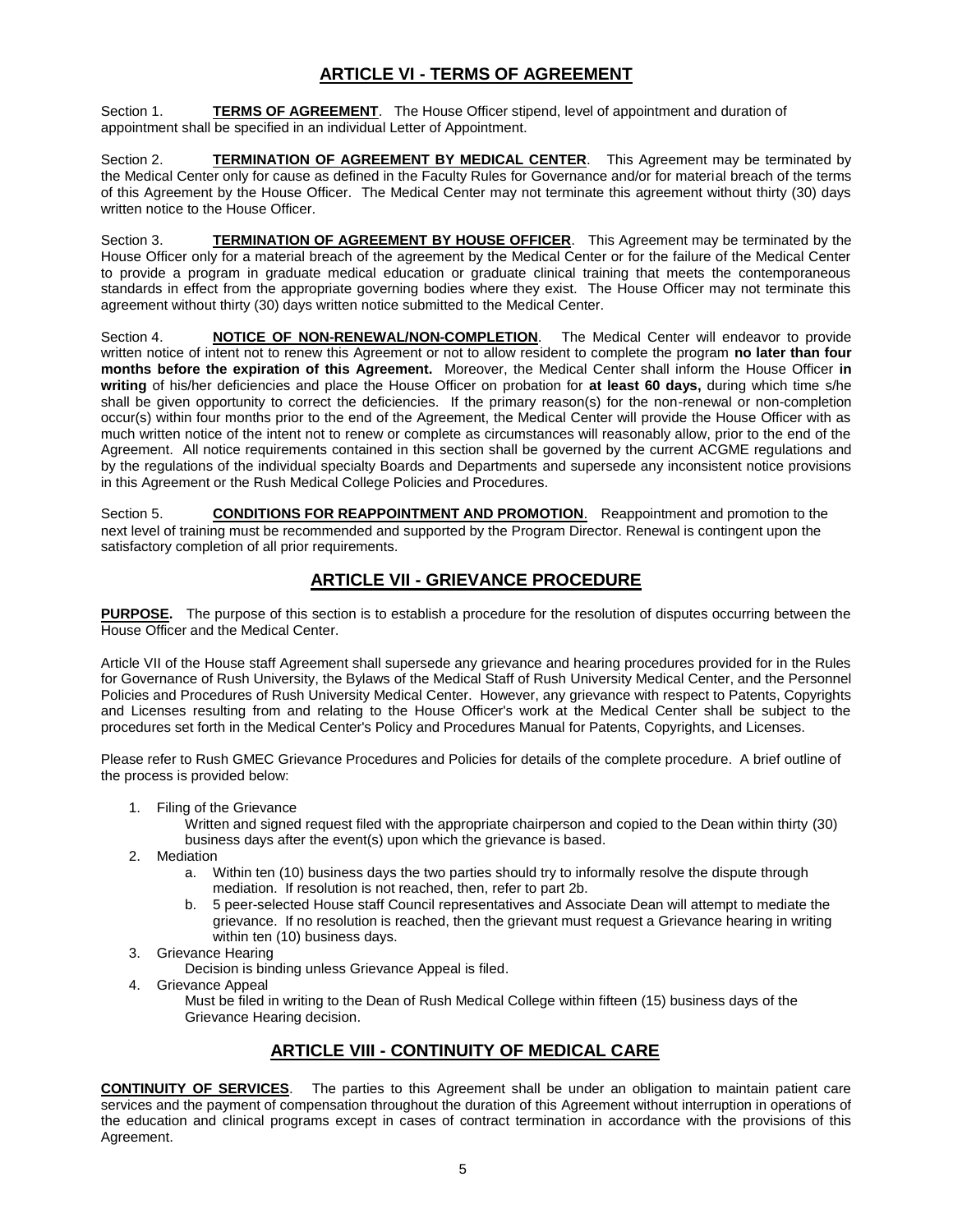## ARTICLE VI - TERMS OF AGREEMENT

Section 1. **TERMS OF AGREEMENT**. The House Officer stipend, level of appointment and duration of appointment shall be specified in an individual Letter of Appointment.

Section 2. **TERMINATION OF AGREEMENT BY MEDICAL CENTER**. This Agreement may be terminated by the Medical Center only for cause as defined in the Faculty Rules for Governance and/or for material breach of the terms of this Agreement by the House Officer. The Medical Center may not terminate this agreement without thirty (30) days written notice to the House Officer.

Section 3. **TERMINATION OF AGREEMENT BY HOUSE OFFICER**. This Agreement may be terminated by the House Officer only for a material breach of the agreement by the Medical Center or for the failure of the Medical Center to provide a program in graduate medical education or graduate clinical training that meets the contemporaneous standards in effect from the appropriate governing bodies where they exist. The House Officer may not terminate this agreement without thirty (30) days written notice submitted to the Medical Center.

Section 4. **NOTICE OF NON-RENEWAL/NON-COMPLETION**. The Medical Center will endeavor to provide written notice of intent not to renew this Agreement or not to allow resident to complete the program **no later than four months before the expiration of this Agreement.** Moreover, the Medical Center shall inform the House Officer **in writing** of his/her deficiencies and place the House Officer on probation for **at least 60 days,** during which time s/he shall be given opportunity to correct the deficiencies. If the primary reason(s) for the non-renewal or non-completion occur(s) within four months prior to the end of the Agreement, the Medical Center will provide the House Officer with as much written notice of the intent not to renew or complete as circumstances will reasonably allow, prior to the end of the Agreement. All notice requirements contained in this section shall be governed by the current ACGME regulations and by the regulations of the individual specialty Boards and Departments and supersede any inconsistent notice provisions in this Agreement or the Rush Medical College Policies and Procedures.

Section 5. **CONDITIONS FOR REAPPOINTMENT AND PROMOTION**. Reappointment and promotion to the next level of training must be recommended and supported by the Program Director. Renewal is contingent upon the satisfactory completion of all prior requirements.

## ARTICLE VII - GRIEVANCE PROCEDURE

**PURPOSE.** The purpose of this section is to establish a procedure for the resolution of disputes occurring between the House Officer and the Medical Center.

Article VII of the House staff Agreement shall supersede any grievance and hearing procedures provided for in the Rules for Governance of Rush University, the Bylaws of the Medical Staff of Rush University Medical Center, and the Personnel Policies and Procedures of Rush University Medical Center. However, any grievance with respect to Patents, Copyrights and Licenses resulting from and relating to the House Officer's work at the Medical Center shall be subject to the procedures set forth in the Medical Center's Policy and Procedures Manual for Patents, Copyrights, and Licenses.

Please refer to Rush GMEC Grievance Procedures and Policies for details of the complete procedure. A brief outline of the process is provided below:

1. Filing of the Grievance
   Written and signed request filed with the appropriate chairperson and copied to the Dean within thirty (30) business days after the event(s) upon which the grievance is based.
2. Mediation
   a. Within ten (10) business days the two parties should try to informally resolve the dispute through mediation. If resolution is not reached, then, refer to part 2b.
   b. 5 peer-selected House staff Council representatives and Associate Dean will attempt to mediate the grievance. If no resolution is reached, then the grievant must request a Grievance hearing in writing within ten (10) business days.
3. Grievance Hearing
   Decision is binding unless Grievance Appeal is filed.
4. Grievance Appeal
   Must be filed in writing to the Dean of Rush Medical College within fifteen (15) business days of the Grievance Hearing decision.

## ARTICLE VIII - CONTINUITY OF MEDICAL CARE

**CONTINUITY OF SERVICES**. The parties to this Agreement shall be under an obligation to maintain patient care services and the payment of compensation throughout the duration of this Agreement without interruption in operations of the education and clinical programs except in cases of contract termination in accordance with the provisions of this Agreement.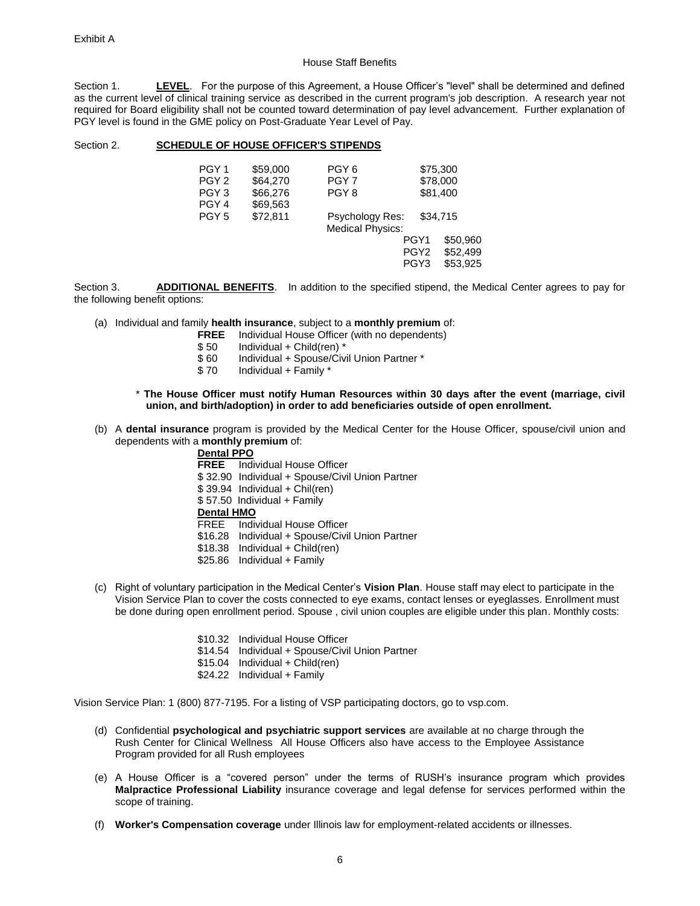Exhibit A

House Staff Benefits

Section 1. **LEVEL**. For the purpose of this Agreement, a House Officer's "level" shall be determined and defined as the current level of clinical training service as described in the current program's job description. A research year not required for Board eligibility shall not be counted toward determination of pay level advancement. Further explanation of PGY level is found in the GME policy on Post-Graduate Year Level of Pay.

Section 2. **SCHEDULE OF HOUSE OFFICER'S STIPENDS**

| | | | | |
|---|---|---|---|---|
| PGY 1 | \$59,000 | PGY 6 | | \$75,300 |
| PGY 2 | \$64,270 | PGY 7 | | \$78,000 |
| PGY 3 | \$66,276 | PGY 8 | | \$81,400 |
| PGY 4 | \$69,563 | | | |
| PGY 5 | \$72,811 | Psychology Res: | | \$34,715 |
| | | Medical Physics: | | |
| | | | PGY1 | \$50,960 |
| | | | PGY2 | \$52,499 |
| | | | PGY3 | \$53,925 |

Section 3. **ADDITIONAL BENEFITS**. In addition to the specified stipend, the Medical Center agrees to pay for the following benefit options:

(a) Individual and family **health insurance**, subject to a **monthly premium** of:

- **FREE** Individual House Officer (with no dependents)
- \$ 50 Individual + Child(ren) *
- \$ 60 Individual + Spouse/Civil Union Partner *
- \$ 70 Individual + Family *

\* **The House Officer must notify Human Resources within 30 days after the event (marriage, civil union, and birth/adoption) in order to add beneficiaries outside of open enrollment.**

(b) A **dental insurance** program is provided by the Medical Center for the House Officer, spouse/civil union and dependents with a **monthly premium** of:

**Dental PPO**

- **FREE** Individual House Officer
- \$ 32.90 Individual + Spouse/Civil Union Partner
- \$ 39.94 Individual + Chil(ren)
- \$ 57.50 Individual + Family

**Dental HMO**

- FREE Individual House Officer
- \$16.28 Individual + Spouse/Civil Union Partner
- \$18.38 Individual + Child(ren)
- \$25.86 Individual + Family

(c) Right of voluntary participation in the Medical Center's **Vision Plan**. House staff may elect to participate in the Vision Service Plan to cover the costs connected to eye exams, contact lenses or eyeglasses. Enrollment must be done during open enrollment period. Spouse , civil union couples are eligible under this plan. Monthly costs:

- \$10.32 Individual House Officer
- \$14.54 Individual + Spouse/Civil Union Partner
- \$15.04 Individual + Child(ren)
- \$24.22 Individual + Family

Vision Service Plan: 1 (800) 877-7195. For a listing of VSP participating doctors, go to vsp.com.

(d) Confidential **psychological and psychiatric support services** are available at no charge through the Rush Center for Clinical Wellness All House Officers also have access to the Employee Assistance Program provided for all Rush employees

(e) A House Officer is a "covered person" under the terms of RUSH's insurance program which provides **Malpractice Professional Liability** insurance coverage and legal defense for services performed within the scope of training.

(f) **Worker's Compensation coverage** under Illinois law for employment-related accidents or illnesses.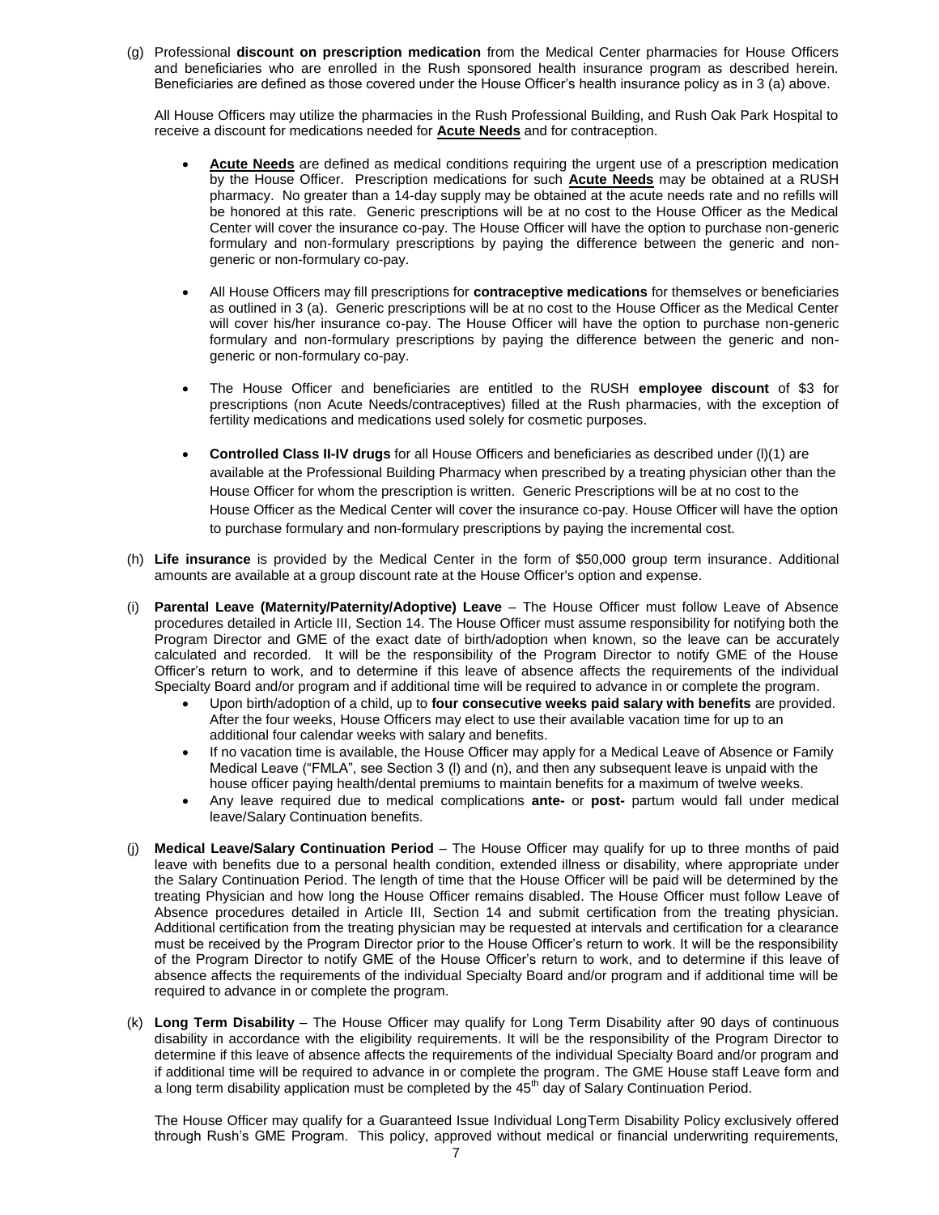(g) Professional **discount on prescription medication** from the Medical Center pharmacies for House Officers and beneficiaries who are enrolled in the Rush sponsored health insurance program as described herein. Beneficiaries are defined as those covered under the House Officer's health insurance policy as in 3 (a) above.

All House Officers may utilize the pharmacies in the Rush Professional Building, and Rush Oak Park Hospital to receive a discount for medications needed for **Acute Needs** and for contraception.

- **Acute Needs** are defined as medical conditions requiring the urgent use of a prescription medication by the House Officer. Prescription medications for such **Acute Needs** may be obtained at a RUSH pharmacy. No greater than a 14-day supply may be obtained at the acute needs rate and no refills will be honored at this rate. Generic prescriptions will be at no cost to the House Officer as the Medical Center will cover the insurance co-pay. The House Officer will have the option to purchase non-generic formulary and non-formulary prescriptions by paying the difference between the generic and non-generic or non-formulary co-pay.

- All House Officers may fill prescriptions for **contraceptive medications** for themselves or beneficiaries as outlined in 3 (a). Generic prescriptions will be at no cost to the House Officer as the Medical Center will cover his/her insurance co-pay. The House Officer will have the option to purchase non-generic formulary and non-formulary prescriptions by paying the difference between the generic and non-generic or non-formulary co-pay.

- The House Officer and beneficiaries are entitled to the RUSH **employee discount** of $3 for prescriptions (non Acute Needs/contraceptives) filled at the Rush pharmacies, with the exception of fertility medications and medications used solely for cosmetic purposes.

- **Controlled Class II-IV drugs** for all House Officers and beneficiaries as described under (l)(1) are available at the Professional Building Pharmacy when prescribed by a treating physician other than the House Officer for whom the prescription is written. Generic Prescriptions will be at no cost to the House Officer as the Medical Center will cover the insurance co-pay. House Officer will have the option to purchase formulary and non-formulary prescriptions by paying the incremental cost.

(h) **Life insurance** is provided by the Medical Center in the form of $50,000 group term insurance. Additional amounts are available at a group discount rate at the House Officer's option and expense.

(i) **Parental Leave (Maternity/Paternity/Adoptive) Leave** – The House Officer must follow Leave of Absence procedures detailed in Article III, Section 14. The House Officer must assume responsibility for notifying both the Program Director and GME of the exact date of birth/adoption when known, so the leave can be accurately calculated and recorded. It will be the responsibility of the Program Director to notify GME of the House Officer's return to work, and to determine if this leave of absence affects the requirements of the individual Specialty Board and/or program and if additional time will be required to advance in or complete the program.

- Upon birth/adoption of a child, up to **four consecutive weeks paid salary with benefits** are provided. After the four weeks, House Officers may elect to use their available vacation time for up to an additional four calendar weeks with salary and benefits.
- If no vacation time is available, the House Officer may apply for a Medical Leave of Absence or Family Medical Leave ("FMLA", see Section 3 (l) and (n), and then any subsequent leave is unpaid with the house officer paying health/dental premiums to maintain benefits for a maximum of twelve weeks.
- Any leave required due to medical complications **ante-** or **post-** partum would fall under medical leave/Salary Continuation benefits.

(j) **Medical Leave/Salary Continuation Period** – The House Officer may qualify for up to three months of paid leave with benefits due to a personal health condition, extended illness or disability, where appropriate under the Salary Continuation Period. The length of time that the House Officer will be paid will be determined by the treating Physician and how long the House Officer remains disabled. The House Officer must follow Leave of Absence procedures detailed in Article III, Section 14 and submit certification from the treating physician. Additional certification from the treating physician may be requested at intervals and certification for a clearance must be received by the Program Director prior to the House Officer's return to work. It will be the responsibility of the Program Director to notify GME of the House Officer's return to work, and to determine if this leave of absence affects the requirements of the individual Specialty Board and/or program and if additional time will be required to advance in or complete the program.

(k) **Long Term Disability** – The House Officer may qualify for Long Term Disability after 90 days of continuous disability in accordance with the eligibility requirements. It will be the responsibility of the Program Director to determine if this leave of absence affects the requirements of the individual Specialty Board and/or program and if additional time will be required to advance in or complete the program. The GME House staff Leave form and a long term disability application must be completed by the 45th day of Salary Continuation Period.

The House Officer may qualify for a Guaranteed Issue Individual LongTerm Disability Policy exclusively offered through Rush's GME Program. This policy, approved without medical or financial underwriting requirements,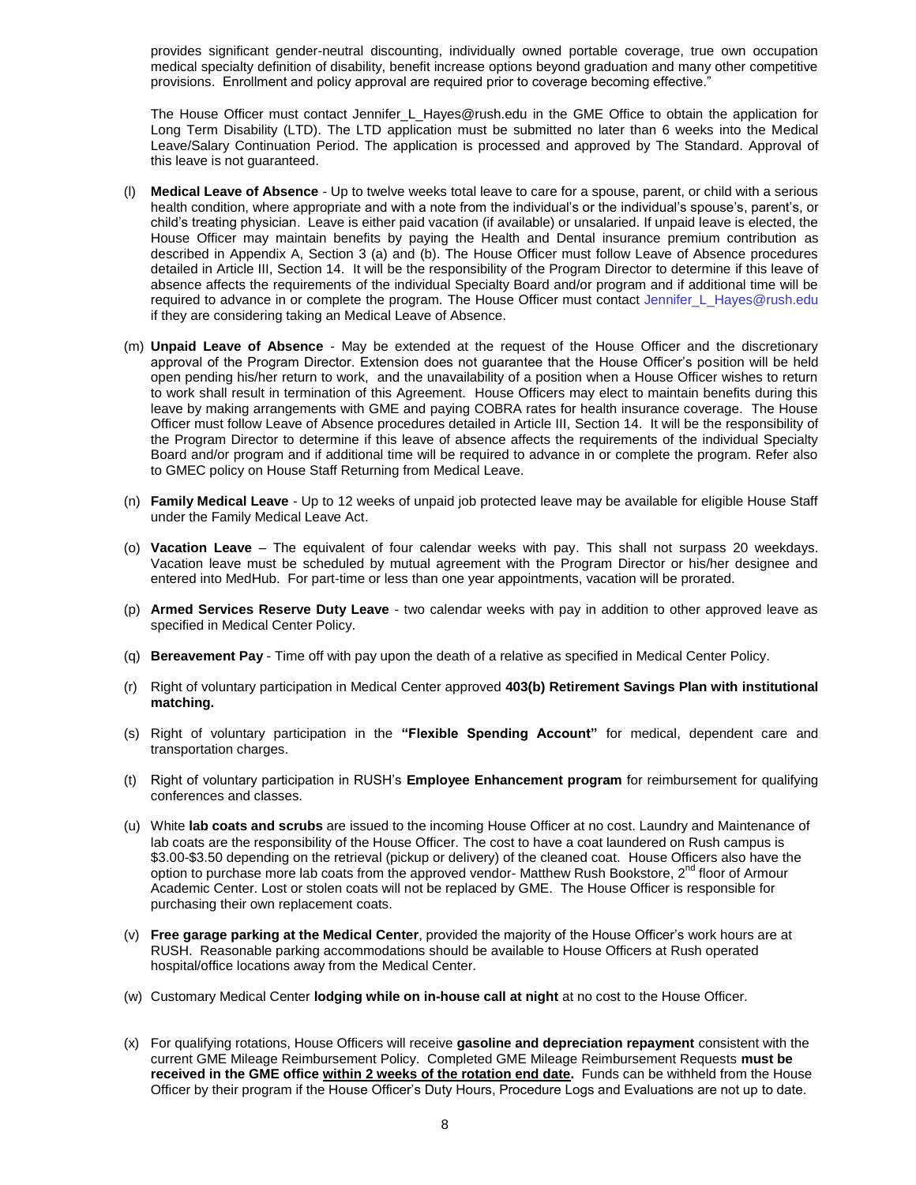provides significant gender-neutral discounting, individually owned portable coverage, true own occupation medical specialty definition of disability, benefit increase options beyond graduation and many other competitive provisions. Enrollment and policy approval are required prior to coverage becoming effective."

The House Officer must contact Jennifer_L_Hayes@rush.edu in the GME Office to obtain the application for Long Term Disability (LTD). The LTD application must be submitted no later than 6 weeks into the Medical Leave/Salary Continuation Period. The application is processed and approved by The Standard. Approval of this leave is not guaranteed.

(l) **Medical Leave of Absence** - Up to twelve weeks total leave to care for a spouse, parent, or child with a serious health condition, where appropriate and with a note from the individual's or the individual's spouse's, parent's, or child's treating physician. Leave is either paid vacation (if available) or unsalaried. If unpaid leave is elected, the House Officer may maintain benefits by paying the Health and Dental insurance premium contribution as described in Appendix A, Section 3 (a) and (b). The House Officer must follow Leave of Absence procedures detailed in Article III, Section 14. It will be the responsibility of the Program Director to determine if this leave of absence affects the requirements of the individual Specialty Board and/or program and if additional time will be required to advance in or complete the program. The House Officer must contact Jennifer_L_Hayes@rush.edu if they are considering taking an Medical Leave of Absence.

(m) **Unpaid Leave of Absence** - May be extended at the request of the House Officer and the discretionary approval of the Program Director. Extension does not guarantee that the House Officer's position will be held open pending his/her return to work, and the unavailability of a position when a House Officer wishes to return to work shall result in termination of this Agreement. House Officers may elect to maintain benefits during this leave by making arrangements with GME and paying COBRA rates for health insurance coverage. The House Officer must follow Leave of Absence procedures detailed in Article III, Section 14. It will be the responsibility of the Program Director to determine if this leave of absence affects the requirements of the individual Specialty Board and/or program and if additional time will be required to advance in or complete the program. Refer also to GMEC policy on House Staff Returning from Medical Leave.

(n) **Family Medical Leave** - Up to 12 weeks of unpaid job protected leave may be available for eligible House Staff under the Family Medical Leave Act.

(o) **Vacation Leave** – The equivalent of four calendar weeks with pay. This shall not surpass 20 weekdays. Vacation leave must be scheduled by mutual agreement with the Program Director or his/her designee and entered into MedHub. For part-time or less than one year appointments, vacation will be prorated.

(p) **Armed Services Reserve Duty Leave** - two calendar weeks with pay in addition to other approved leave as specified in Medical Center Policy.

(q) **Bereavement Pay** - Time off with pay upon the death of a relative as specified in Medical Center Policy.

(r) Right of voluntary participation in Medical Center approved **403(b) Retirement Savings Plan with institutional matching.**

(s) Right of voluntary participation in the **"Flexible Spending Account"** for medical, dependent care and transportation charges.

(t) Right of voluntary participation in RUSH's **Employee Enhancement program** for reimbursement for qualifying conferences and classes.

(u) White **lab coats and scrubs** are issued to the incoming House Officer at no cost. Laundry and Maintenance of lab coats are the responsibility of the House Officer. The cost to have a coat laundered on Rush campus is \$3.00-\$3.50 depending on the retrieval (pickup or delivery) of the cleaned coat. House Officers also have the option to purchase more lab coats from the approved vendor- Matthew Rush Bookstore, 2nd floor of Armour Academic Center. Lost or stolen coats will not be replaced by GME. The House Officer is responsible for purchasing their own replacement coats.

(v) **Free garage parking at the Medical Center**, provided the majority of the House Officer's work hours are at RUSH. Reasonable parking accommodations should be available to House Officers at Rush operated hospital/office locations away from the Medical Center.

(w) Customary Medical Center **lodging while on in-house call at night** at no cost to the House Officer.

(x) For qualifying rotations, House Officers will receive **gasoline and depreciation repayment** consistent with the current GME Mileage Reimbursement Policy. Completed GME Mileage Reimbursement Requests **must be received in the GME office <u>within 2 weeks of the rotation end date</u>.** Funds can be withheld from the House Officer by their program if the House Officer's Duty Hours, Procedure Logs and Evaluations are not up to date.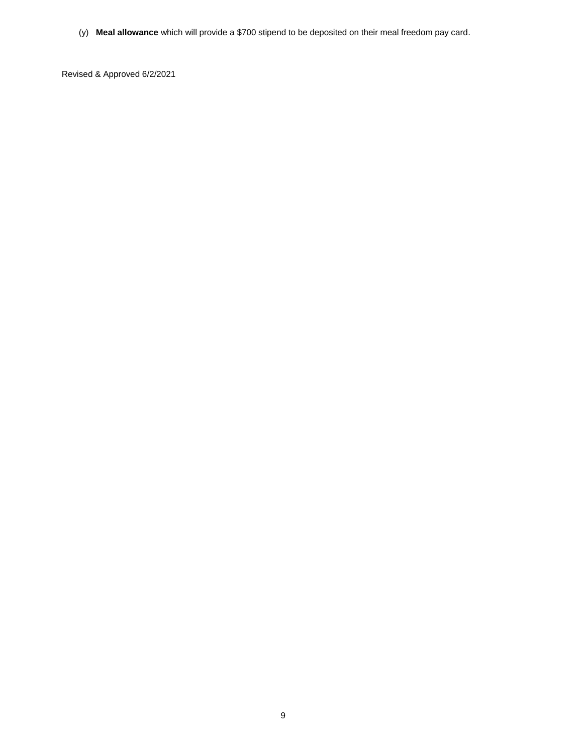(y) **Meal allowance** which will provide a $700 stipend to be deposited on their meal freedom pay card.

Revised & Approved 6/2/2021